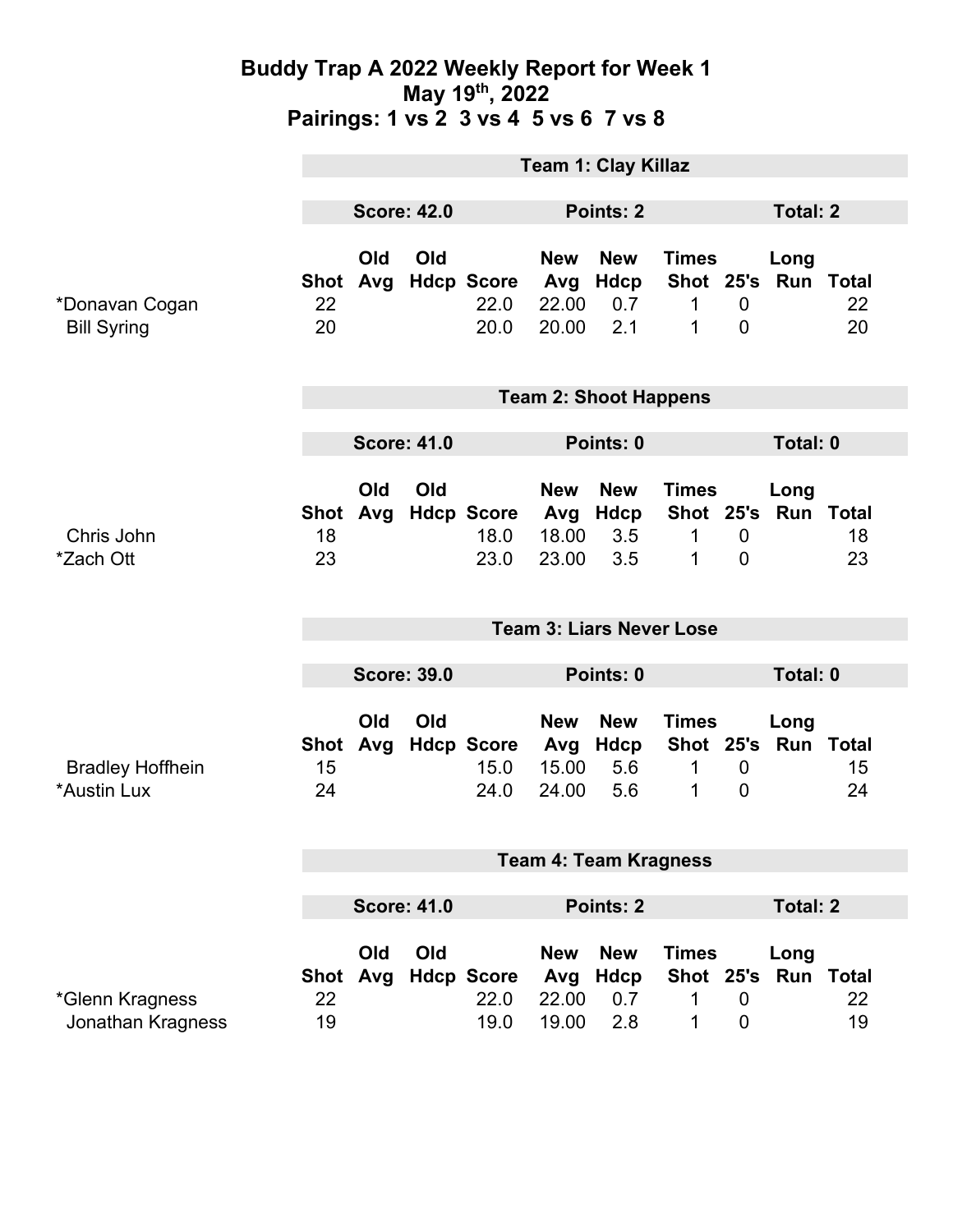# Buddy Trap A 2022 Weekly Report for Week 1
## May 19th, 2022
## Pairings: 1 vs 2  3 vs 4  5 vs 6  7 vs 8

### Team 1: Clay Killaz

**Score: 42.0** | **Points: 2** | **Total: 2**

| | Shot | Old Avg | Old Hdcp | Score | New Avg | New Hdcp | Times Shot | 25's | Long Run | Total |
|---|---|---|---|---|---|---|---|---|---|---|
| *Donavan Cogan | 22 | | | 22.0 | 22.00 | 0.7 | 1 | 0 | | 22 |
| Bill Syring | 20 | | | 20.0 | 20.00 | 2.1 | 1 | 0 | | 20 |

### Team 2: Shoot Happens

**Score: 41.0** | **Points: 0** | **Total: 0**

| | Shot | Old Avg | Old Hdcp | Score | New Avg | New Hdcp | Times Shot | 25's | Long Run | Total |
|---|---|---|---|---|---|---|---|---|---|---|
| Chris John | 18 | | | 18.0 | 18.00 | 3.5 | 1 | 0 | | 18 |
| *Zach Ott | 23 | | | 23.0 | 23.00 | 3.5 | 1 | 0 | | 23 |

### Team 3: Liars Never Lose

**Score: 39.0** | **Points: 0** | **Total: 0**

| | Shot | Old Avg | Old Hdcp | Score | New Avg | New Hdcp | Times Shot | 25's | Long Run | Total |
|---|---|---|---|---|---|---|---|---|---|---|
| Bradley Hoffhein | 15 | | | 15.0 | 15.00 | 5.6 | 1 | 0 | | 15 |
| *Austin Lux | 24 | | | 24.0 | 24.00 | 5.6 | 1 | 0 | | 24 |

### Team 4: Team Kragness

**Score: 41.0** | **Points: 2** | **Total: 2**

| | Shot | Old Avg | Old Hdcp | Score | New Avg | New Hdcp | Times Shot | 25's | Long Run | Total |
|---|---|---|---|---|---|---|---|---|---|---|
| *Glenn Kragness | 22 | | | 22.0 | 22.00 | 0.7 | 1 | 0 | | 22 |
| Jonathan Kragness | 19 | | | 19.0 | 19.00 | 2.8 | 1 | 0 | | 19 |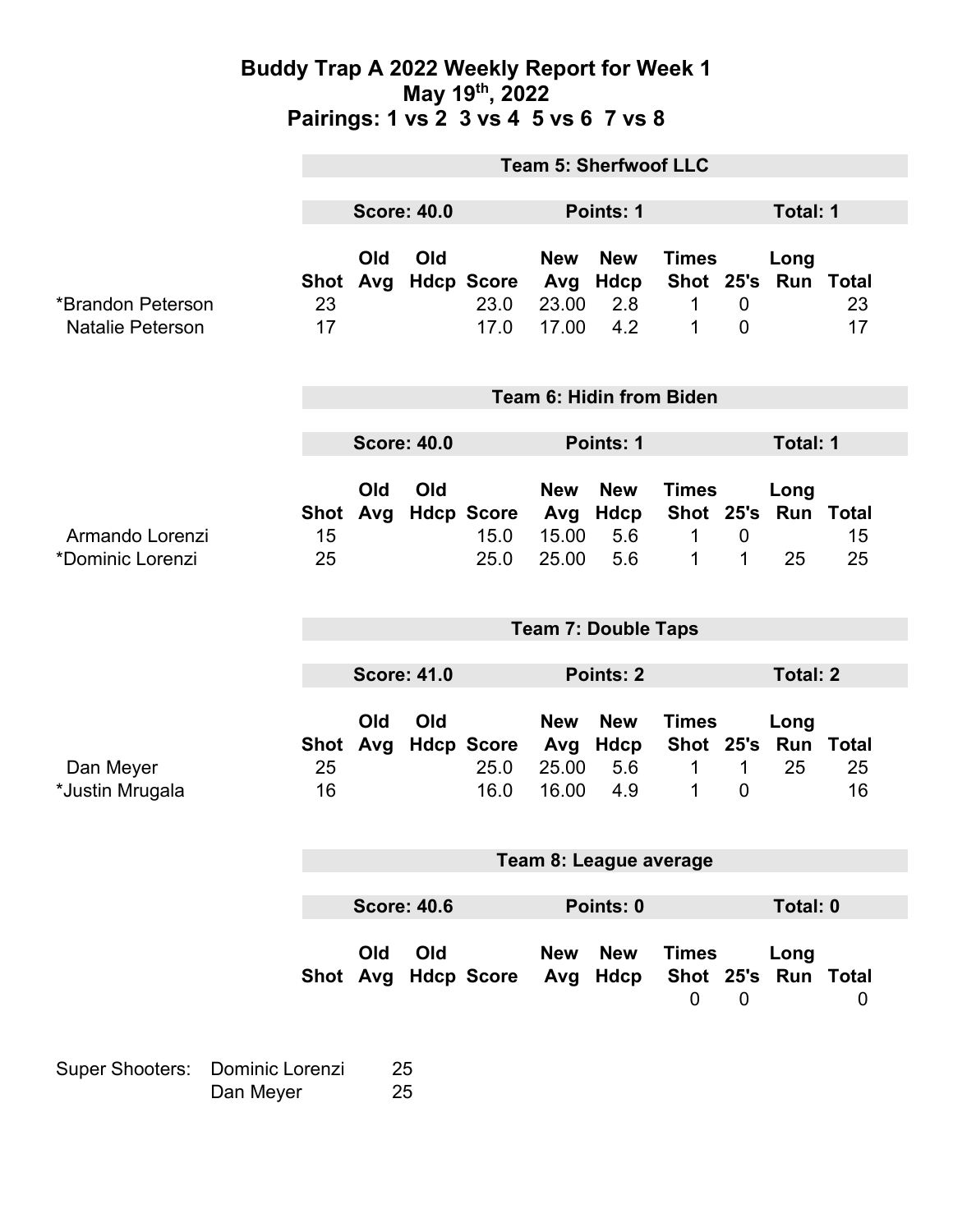# Buddy Trap A 2022 Weekly Report for Week 1
## May 19th, 2022
## Pairings: 1 vs 2 3 vs 4 5 vs 6 7 vs 8

### Team 5: Sherfwoof LLC

**Score: 40.0** | **Points: 1** | **Total: 1**

| | Shot | Old Avg | Old Hdcp | Score | New Avg | New Hdcp | Times Shot | 25's | Long Run | Total |
|---|---|---|---|---|---|---|---|---|---|---|
| *Brandon Peterson | 23 | | | 23.0 | 23.00 | 2.8 | 1 | 0 | | 23 |
| Natalie Peterson | 17 | | | 17.0 | 17.00 | 4.2 | 1 | 0 | | 17 |

### Team 6: Hidin from Biden

**Score: 40.0** | **Points: 1** | **Total: 1**

| | Shot | Old Avg | Old Hdcp | Score | New Avg | New Hdcp | Times Shot | 25's | Long Run | Total |
|---|---|---|---|---|---|---|---|---|---|---|
| Armando Lorenzi | 15 | | | 15.0 | 15.00 | 5.6 | 1 | 0 | | 15 |
| *Dominic Lorenzi | 25 | | | 25.0 | 25.00 | 5.6 | 1 | 1 | 25 | 25 |

### Team 7: Double Taps

**Score: 41.0** | **Points: 2** | **Total: 2**

| | Shot | Old Avg | Old Hdcp | Score | New Avg | New Hdcp | Times Shot | 25's | Long Run | Total |
|---|---|---|---|---|---|---|---|---|---|---|
| Dan Meyer | 25 | | | 25.0 | 25.00 | 5.6 | 1 | 1 | 25 | 25 |
| *Justin Mrugala | 16 | | | 16.0 | 16.00 | 4.9 | 1 | 0 | | 16 |

### Team 8: League average

**Score: 40.6** | **Points: 0** | **Total: 0**

| | Shot | Old Avg | Old Hdcp | Score | New Avg | New Hdcp | Times Shot | 25's | Long Run | Total |
|---|---|---|---|---|---|---|---|---|---|---|
| | | | | | | | 0 | 0 | | 0 |

Super Shooters:

| | |
|---|---|
| Dominic Lorenzi | 25 |
| Dan Meyer | 25 |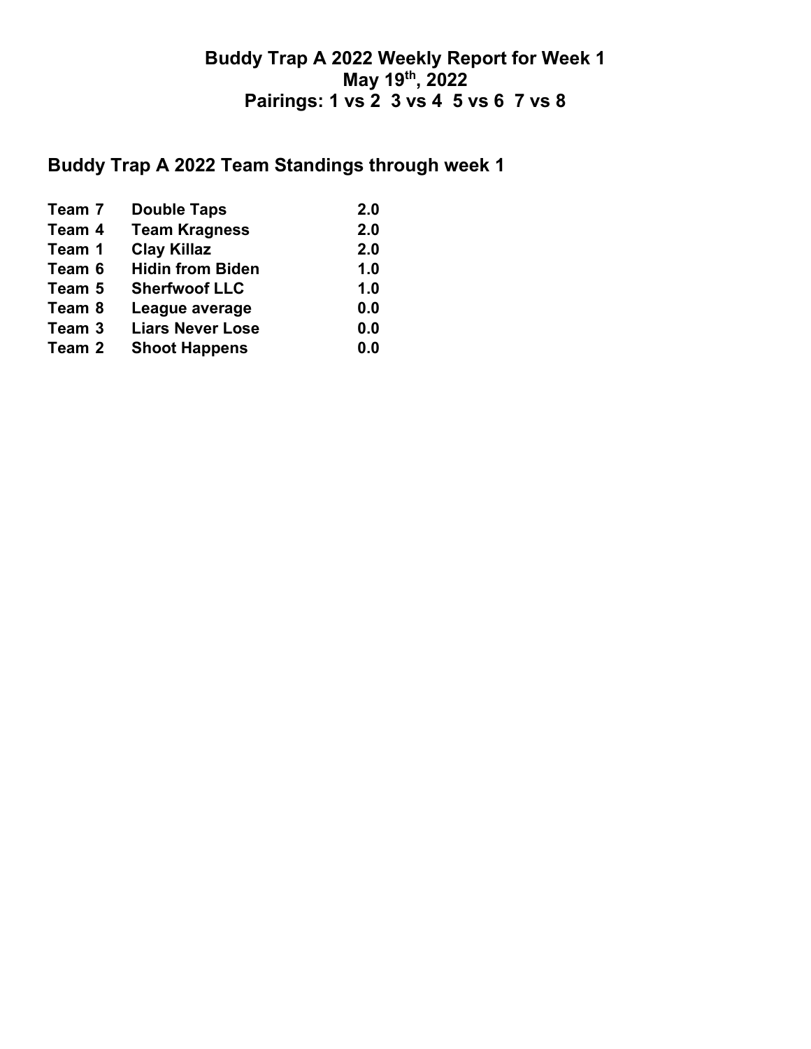# Buddy Trap A 2022 Weekly Report for Week 1
# May 19th, 2022
# Pairings: 1 vs 2 3 vs 4 5 vs 6 7 vs 8

## Buddy Trap A 2022 Team Standings through week 1

| | | |
|---|---|---|
| **Team 7** | **Double Taps** | **2.0** |
| **Team 4** | **Team Kragness** | **2.0** |
| **Team 1** | **Clay Killaz** | **2.0** |
| **Team 6** | **Hidin from Biden** | **1.0** |
| **Team 5** | **Sherfwoof LLC** | **1.0** |
| **Team 8** | **League average** | **0.0** |
| **Team 3** | **Liars Never Lose** | **0.0** |
| **Team 2** | **Shoot Happens** | **0.0** |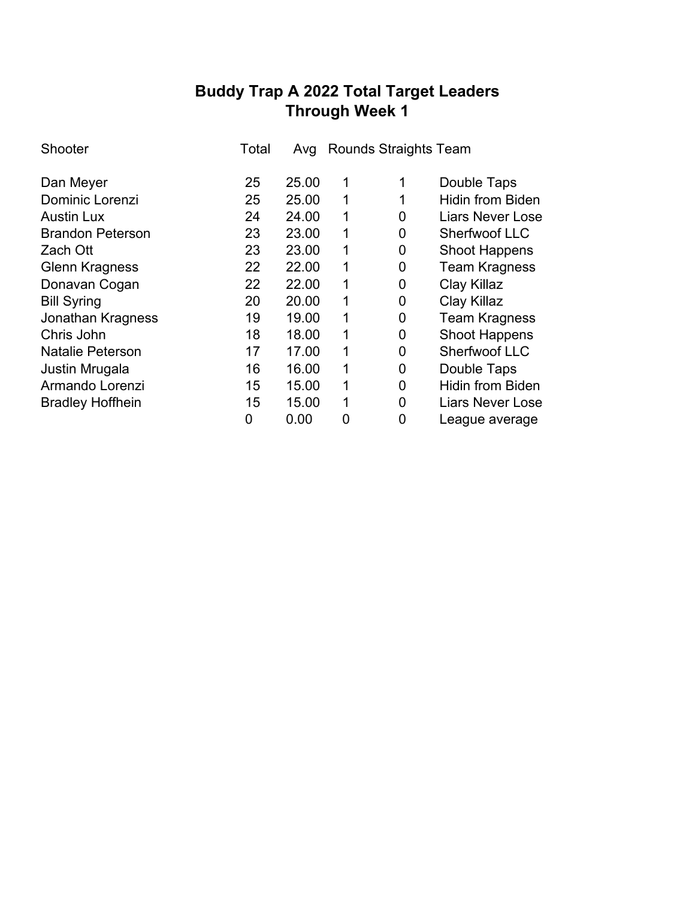# Buddy Trap A 2022 Total Target Leaders
## Through Week 1

| Shooter | Total | Avg | Rounds | Straights | Team |
|---|---|---|---|---|---|
| Dan Meyer | 25 | 25.00 | 1 | 1 | Double Taps |
| Dominic Lorenzi | 25 | 25.00 | 1 | 1 | Hidin from Biden |
| Austin Lux | 24 | 24.00 | 1 | 0 | Liars Never Lose |
| Brandon Peterson | 23 | 23.00 | 1 | 0 | Sherfwoof LLC |
| Zach Ott | 23 | 23.00 | 1 | 0 | Shoot Happens |
| Glenn Kragness | 22 | 22.00 | 1 | 0 | Team Kragness |
| Donavan Cogan | 22 | 22.00 | 1 | 0 | Clay Killaz |
| Bill Syring | 20 | 20.00 | 1 | 0 | Clay Killaz |
| Jonathan Kragness | 19 | 19.00 | 1 | 0 | Team Kragness |
| Chris John | 18 | 18.00 | 1 | 0 | Shoot Happens |
| Natalie Peterson | 17 | 17.00 | 1 | 0 | Sherfwoof LLC |
| Justin Mrugala | 16 | 16.00 | 1 | 0 | Double Taps |
| Armando Lorenzi | 15 | 15.00 | 1 | 0 | Hidin from Biden |
| Bradley Hoffhein | 15 | 15.00 | 1 | 0 | Liars Never Lose |
| | 0 | 0.00 | 0 | 0 | League average |